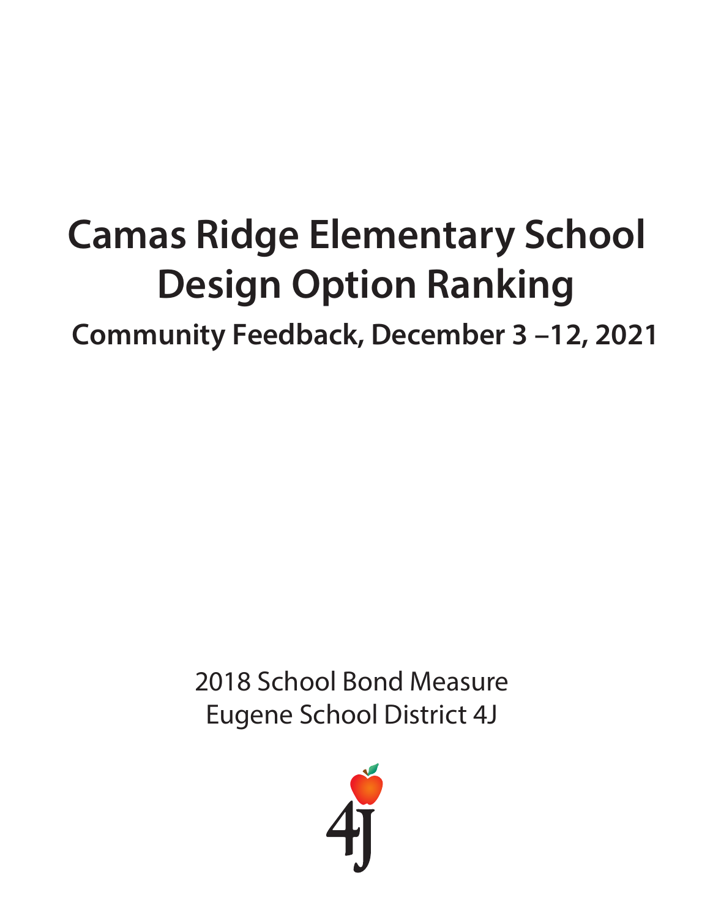# Camas Ridge Elementary School Design Option Ranking

## Community Feedback, December 3 –12, 2021

2018 School Bond Measure
Eugene School District 4J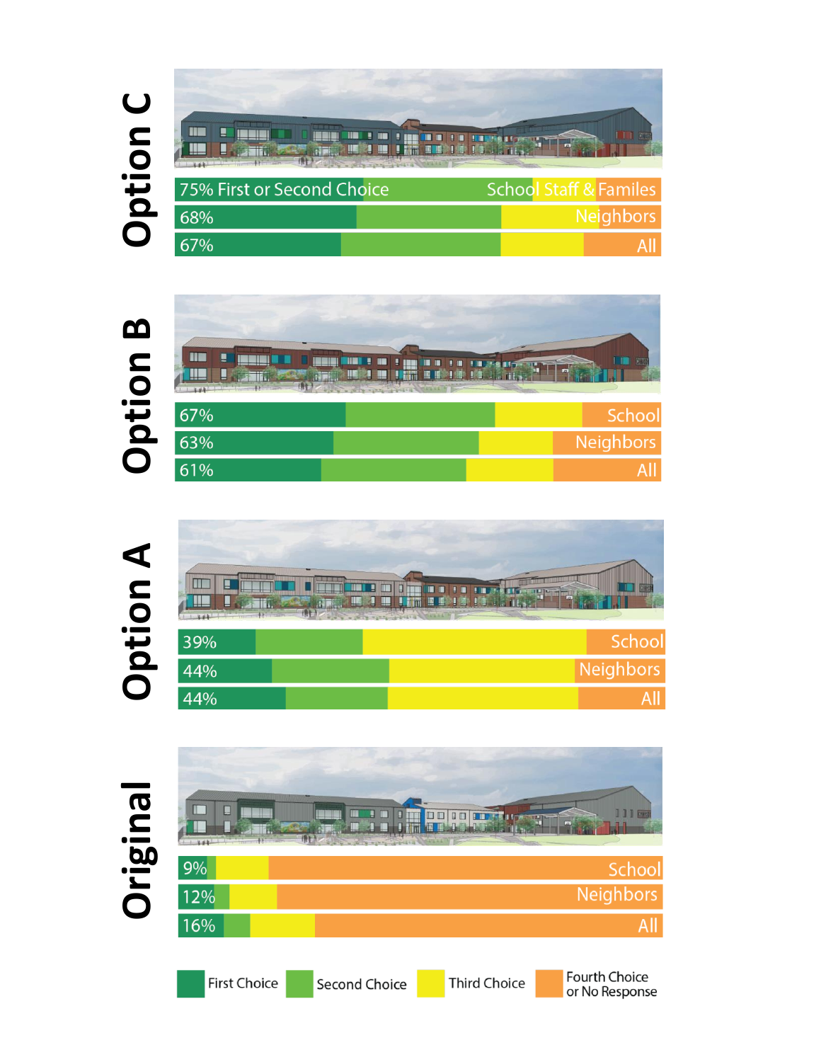## Option C

| Group | First or Second Choice |
| --- | --- |
| School Staff & Familes | 75% First or Second Choice |
| Neighbors | 68% |
| All | 67% |

## Option B

| Group | First or Second Choice |
| --- | --- |
| School | 67% |
| Neighbors | 63% |
| All | 61% |

## Option A

| Group | First or Second Choice |
| --- | --- |
| School | 39% |
| Neighbors | 44% |
| All | 44% |

## Original

| Group | First or Second Choice |
| --- | --- |
| School | 9% |
| Neighbors | 12% |
| All | 16% |

First Choice | Second Choice | Third Choice | Fourth Choice or No Response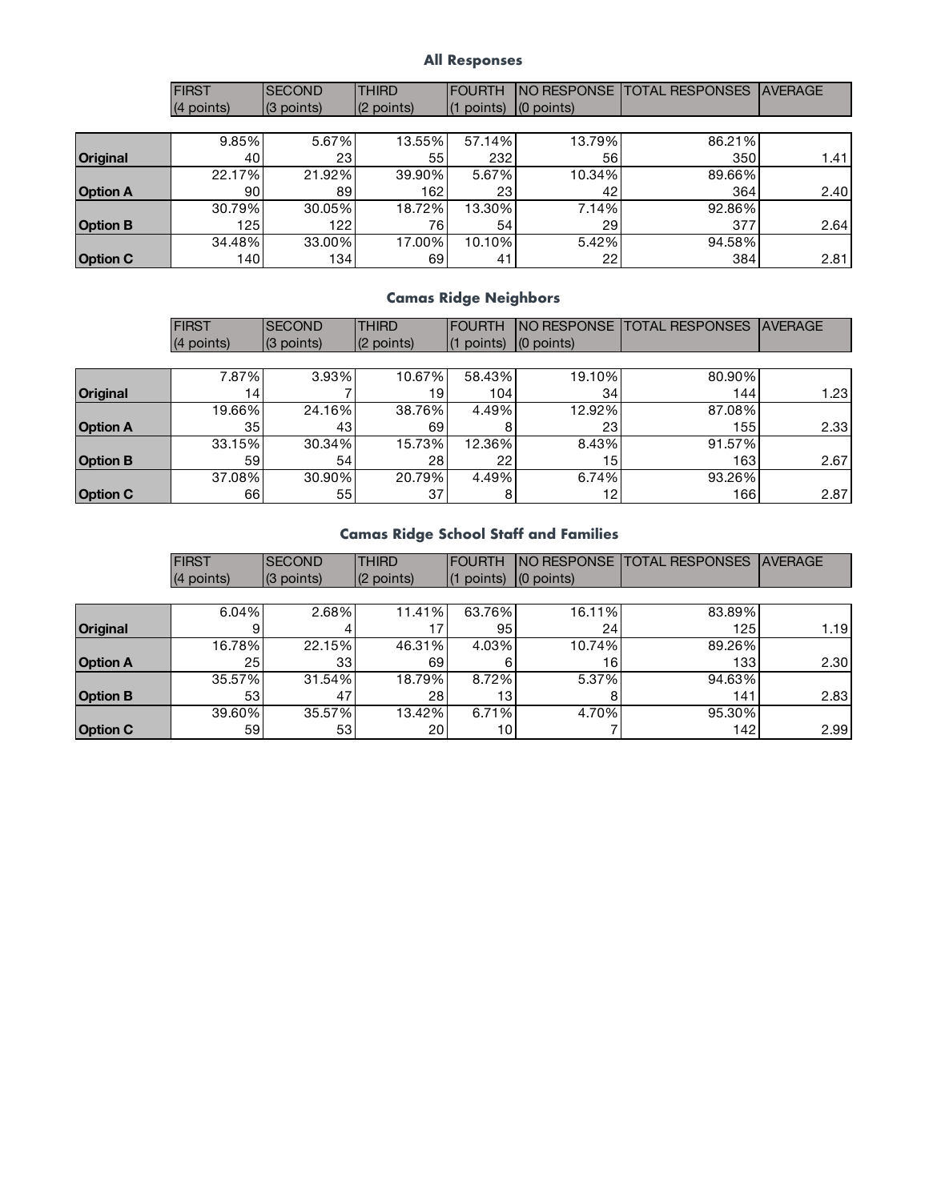### All Responses

| | FIRST (4 points) | SECOND (3 points) | THIRD (2 points) | FOURTH (1 points) | NO RESPONSE (0 points) | TOTAL RESPONSES | AVERAGE |
|---|---|---|---|---|---|---|---|
| | 9.85% | 5.67% | 13.55% | 57.14% | 13.79% | 86.21% | |
| **Original** | 40 | 23 | 55 | 232 | 56 | 350 | 1.41 |
| | 22.17% | 21.92% | 39.90% | 5.67% | 10.34% | 89.66% | |
| **Option A** | 90 | 89 | 162 | 23 | 42 | 364 | 2.40 |
| | 30.79% | 30.05% | 18.72% | 13.30% | 7.14% | 92.86% | |
| **Option B** | 125 | 122 | 76 | 54 | 29 | 377 | 2.64 |
| | 34.48% | 33.00% | 17.00% | 10.10% | 5.42% | 94.58% | |
| **Option C** | 140 | 134 | 69 | 41 | 22 | 384 | 2.81 |

### Camas Ridge Neighbors

| | FIRST (4 points) | SECOND (3 points) | THIRD (2 points) | FOURTH (1 points) | NO RESPONSE (0 points) | TOTAL RESPONSES | AVERAGE |
|---|---|---|---|---|---|---|---|
| | 7.87% | 3.93% | 10.67% | 58.43% | 19.10% | 80.90% | |
| **Original** | 14 | 7 | 19 | 104 | 34 | 144 | 1.23 |
| | 19.66% | 24.16% | 38.76% | 4.49% | 12.92% | 87.08% | |
| **Option A** | 35 | 43 | 69 | 8 | 23 | 155 | 2.33 |
| | 33.15% | 30.34% | 15.73% | 12.36% | 8.43% | 91.57% | |
| **Option B** | 59 | 54 | 28 | 22 | 15 | 163 | 2.67 |
| | 37.08% | 30.90% | 20.79% | 4.49% | 6.74% | 93.26% | |
| **Option C** | 66 | 55 | 37 | 8 | 12 | 166 | 2.87 |

### Camas Ridge School Staff and Families

| | FIRST (4 points) | SECOND (3 points) | THIRD (2 points) | FOURTH (1 points) | NO RESPONSE (0 points) | TOTAL RESPONSES | AVERAGE |
|---|---|---|---|---|---|---|---|
| | 6.04% | 2.68% | 11.41% | 63.76% | 16.11% | 83.89% | |
| **Original** | 9 | 4 | 17 | 95 | 24 | 125 | 1.19 |
| | 16.78% | 22.15% | 46.31% | 4.03% | 10.74% | 89.26% | |
| **Option A** | 25 | 33 | 69 | 6 | 16 | 133 | 2.30 |
| | 35.57% | 31.54% | 18.79% | 8.72% | 5.37% | 94.63% | |
| **Option B** | 53 | 47 | 28 | 13 | 8 | 141 | 2.83 |
| | 39.60% | 35.57% | 13.42% | 6.71% | 4.70% | 95.30% | |
| **Option C** | 59 | 53 | 20 | 10 | 7 | 142 | 2.99 |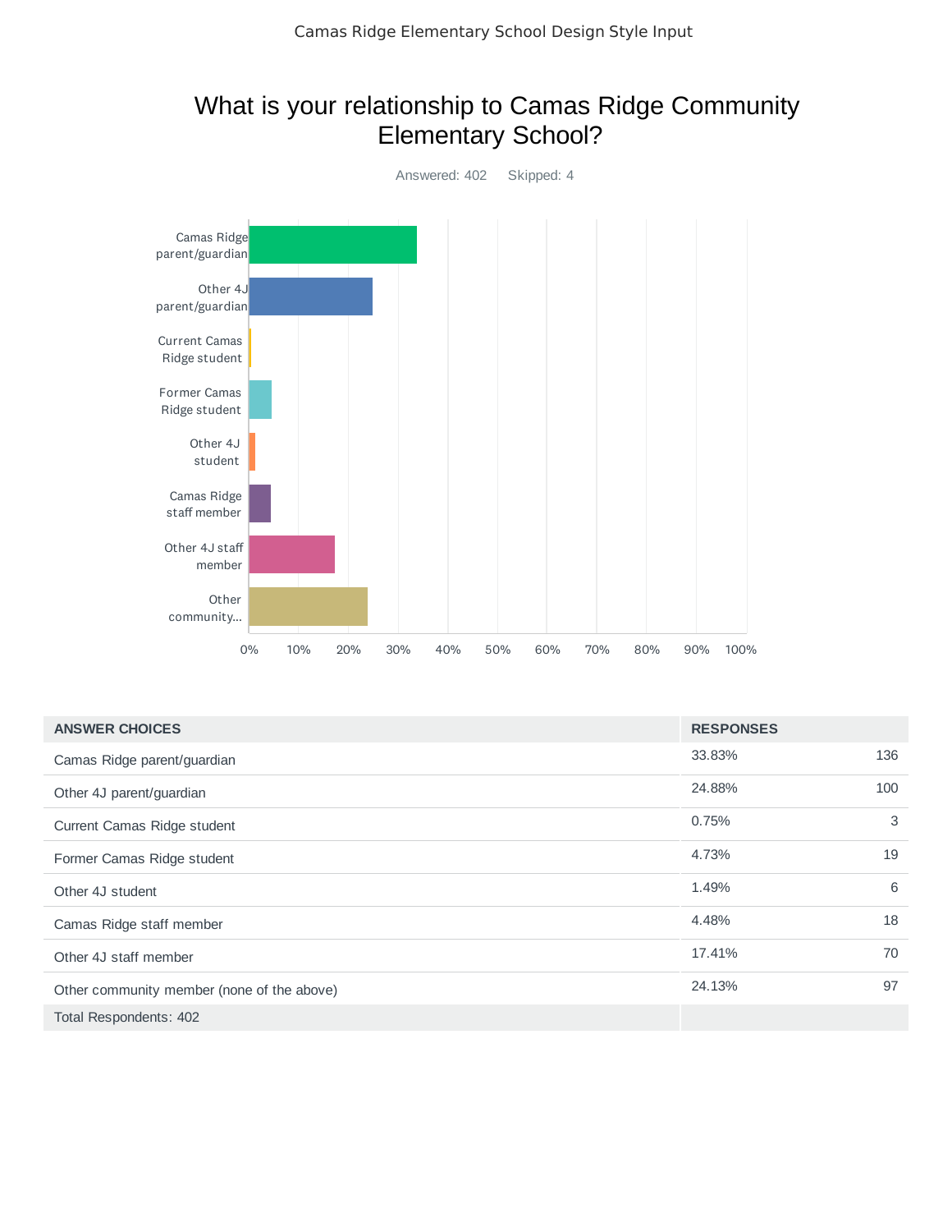# What is your relationship to Camas Ridge Community Elementary School?

Answered: 402    Skipped: 4

| ANSWER CHOICES | RESPONSES | |
|---|---|---|
| Camas Ridge parent/guardian | 33.83% | 136 |
| Other 4J parent/guardian | 24.88% | 100 |
| Current Camas Ridge student | 0.75% | 3 |
| Former Camas Ridge student | 4.73% | 19 |
| Other 4J student | 1.49% | 6 |
| Camas Ridge staff member | 4.48% | 18 |
| Other 4J staff member | 17.41% | 70 |
| Other community member (none of the above) | 24.13% | 97 |
| Total Respondents: 402 | | |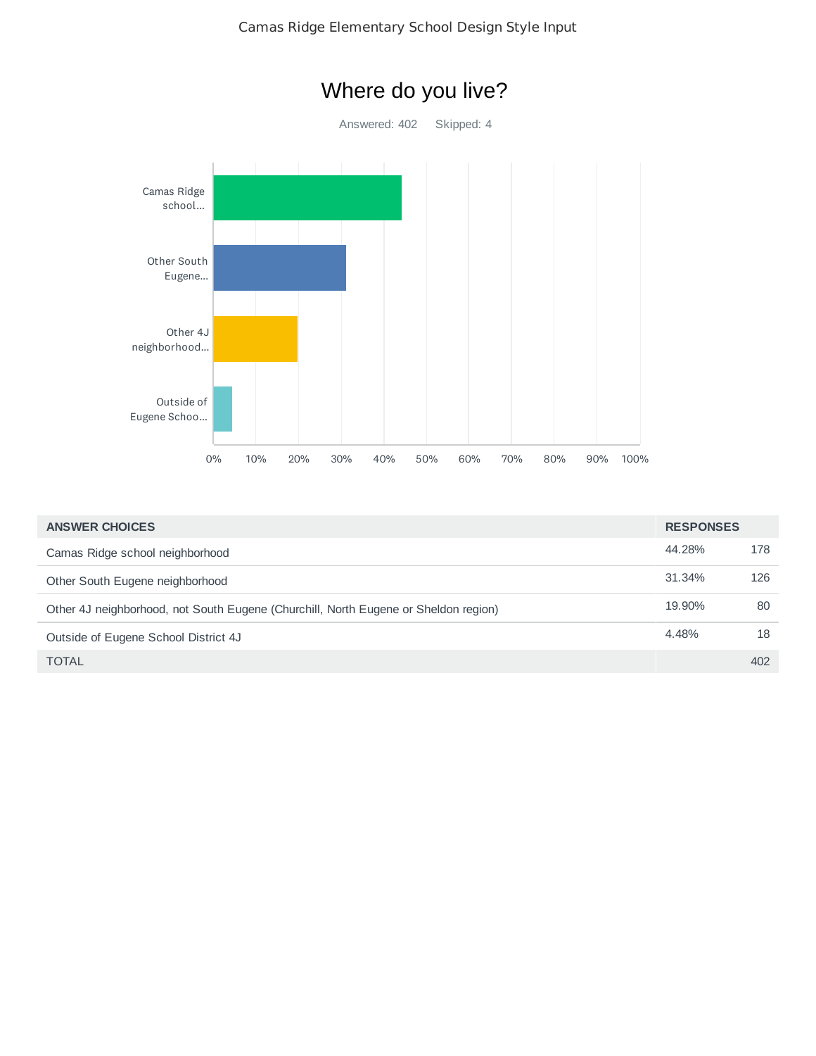Camas Ridge Elementary School Design Style Input

# Where do you live?

Answered: 402 Skipped: 4

Camas Ridge school...

Other South Eugene...

Other 4J neighborhood...

Outside of Eugene Schoo...

0% 10% 20% 30% 40% 50% 60% 70% 80% 90% 100%

| ANSWER CHOICES | RESPONSES | |
|---|---|---|
| Camas Ridge school neighborhood | 44.28% | 178 |
| Other South Eugene neighborhood | 31.34% | 126 |
| Other 4J neighborhood, not South Eugene (Churchill, North Eugene or Sheldon region) | 19.90% | 80 |
| Outside of Eugene School District 4J | 4.48% | 18 |
| TOTAL | | 402 |